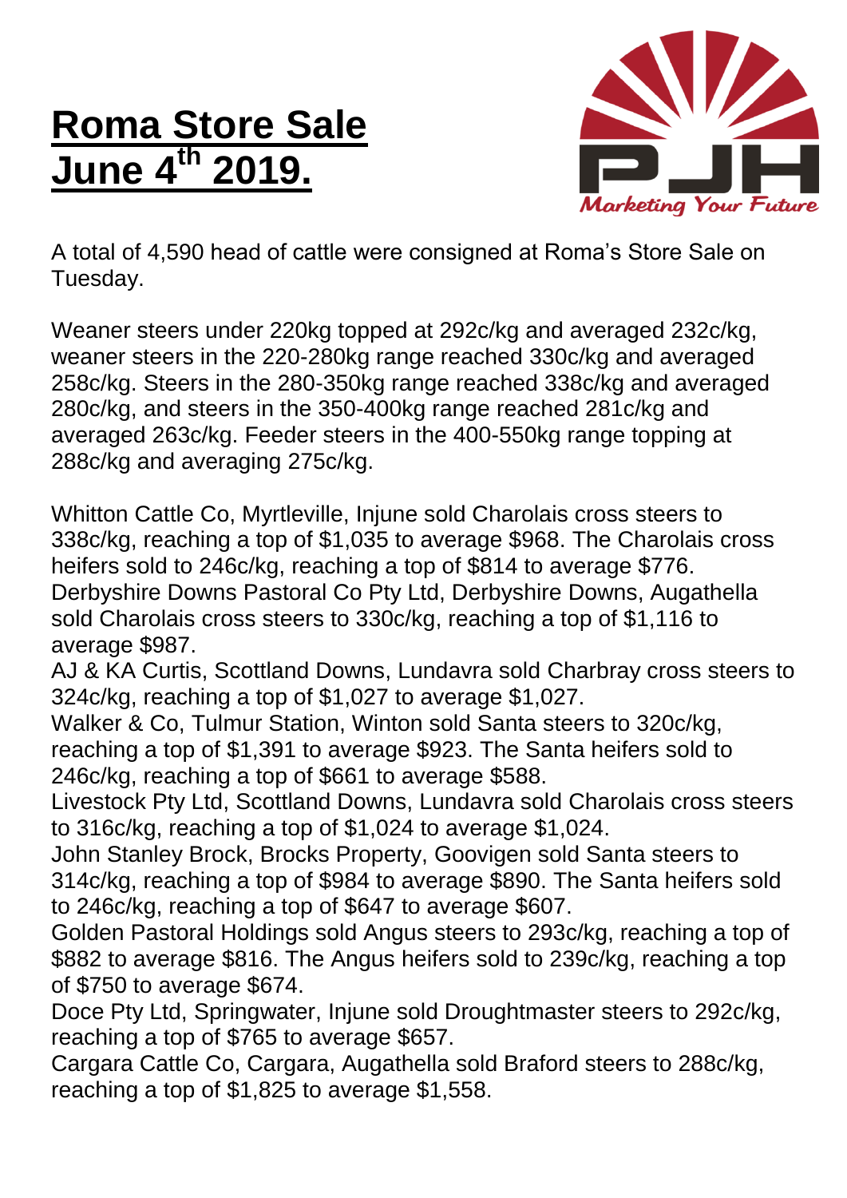# Roma Store Sale June 4th 2019.

A total of 4,590 head of cattle were consigned at Roma's Store Sale on Tuesday.

Weaner steers under 220kg topped at 292c/kg and averaged 232c/kg, weaner steers in the 220-280kg range reached 330c/kg and averaged 258c/kg. Steers in the 280-350kg range reached 338c/kg and averaged 280c/kg, and steers in the 350-400kg range reached 281c/kg and averaged 263c/kg. Feeder steers in the 400-550kg range topping at 288c/kg and averaging 275c/kg.

Whitton Cattle Co, Myrtleville, Injune sold Charolais cross steers to 338c/kg, reaching a top of $1,035 to average $968. The Charolais cross heifers sold to 246c/kg, reaching a top of $814 to average $776.
Derbyshire Downs Pastoral Co Pty Ltd, Derbyshire Downs, Augathella sold Charolais cross steers to 330c/kg, reaching a top of $1,116 to average $987.
AJ & KA Curtis, Scottland Downs, Lundavra sold Charbray cross steers to 324c/kg, reaching a top of $1,027 to average $1,027.
Walker & Co, Tulmur Station, Winton sold Santa steers to 320c/kg, reaching a top of $1,391 to average $923. The Santa heifers sold to 246c/kg, reaching a top of $661 to average $588.
Livestock Pty Ltd, Scottland Downs, Lundavra sold Charolais cross steers to 316c/kg, reaching a top of $1,024 to average $1,024.
John Stanley Brock, Brocks Property, Goovigen sold Santa steers to 314c/kg, reaching a top of $984 to average $890. The Santa heifers sold to 246c/kg, reaching a top of $647 to average $607.
Golden Pastoral Holdings sold Angus steers to 293c/kg, reaching a top of $882 to average $816. The Angus heifers sold to 239c/kg, reaching a top of $750 to average $674.
Doce Pty Ltd, Springwater, Injune sold Droughtmaster steers to 292c/kg, reaching a top of $765 to average $657.
Cargara Cattle Co, Cargara, Augathella sold Braford steers to 288c/kg, reaching a top of $1,825 to average $1,558.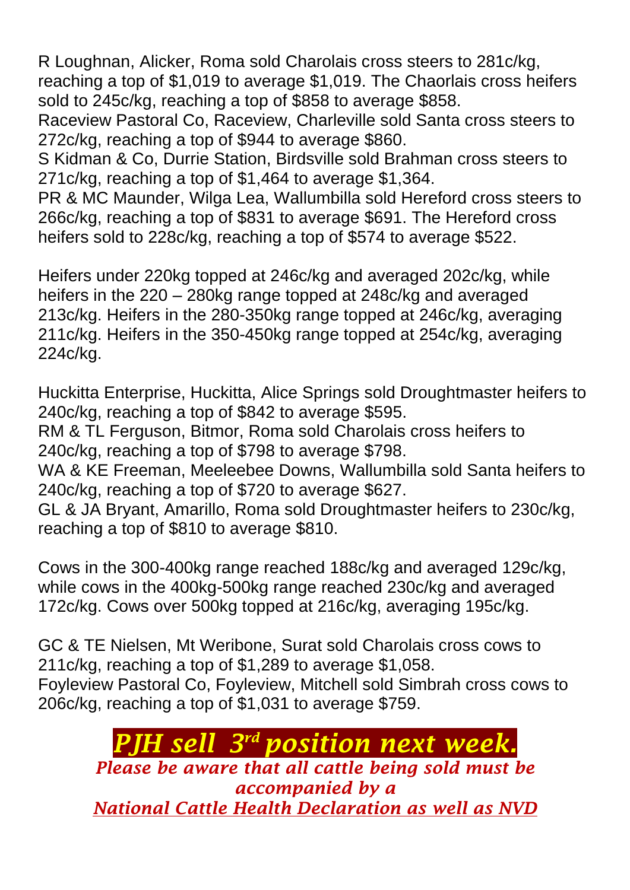R Loughnan, Alicker, Roma sold Charolais cross steers to 281c/kg, reaching a top of $1,019 to average $1,019. The Chaorlais cross heifers sold to 245c/kg, reaching a top of $858 to average $858.
Raceview Pastoral Co, Raceview, Charleville sold Santa cross steers to 272c/kg, reaching a top of $944 to average $860.
S Kidman & Co, Durrie Station, Birdsville sold Brahman cross steers to 271c/kg, reaching a top of $1,464 to average $1,364.
PR & MC Maunder, Wilga Lea, Wallumbilla sold Hereford cross steers to 266c/kg, reaching a top of $831 to average $691. The Hereford cross heifers sold to 228c/kg, reaching a top of $574 to average $522.

Heifers under 220kg topped at 246c/kg and averaged 202c/kg, while heifers in the 220 – 280kg range topped at 248c/kg and averaged 213c/kg. Heifers in the 280-350kg range topped at 246c/kg, averaging 211c/kg. Heifers in the 350-450kg range topped at 254c/kg, averaging 224c/kg.

Huckitta Enterprise, Huckitta, Alice Springs sold Droughtmaster heifers to 240c/kg, reaching a top of $842 to average $595.
RM & TL Ferguson, Bitmor, Roma sold Charolais cross heifers to 240c/kg, reaching a top of $798 to average $798.
WA & KE Freeman, Meeleebee Downs, Wallumbilla sold Santa heifers to 240c/kg, reaching a top of $720 to average $627.
GL & JA Bryant, Amarillo, Roma sold Droughtmaster heifers to 230c/kg, reaching a top of $810 to average $810.

Cows in the 300-400kg range reached 188c/kg and averaged 129c/kg, while cows in the 400kg-500kg range reached 230c/kg and averaged 172c/kg. Cows over 500kg topped at 216c/kg, averaging 195c/kg.

GC & TE Nielsen, Mt Weribone, Surat sold Charolais cross cows to 211c/kg, reaching a top of $1,289 to average $1,058.
Foyleview Pastoral Co, Foyleview, Mitchell sold Simbrah cross cows to 206c/kg, reaching a top of $1,031 to average $759.

## ***PJH sell 3rd position next week.***

***Please be aware that all cattle being sold must be accompanied by a National Cattle Health Declaration as well as NVD***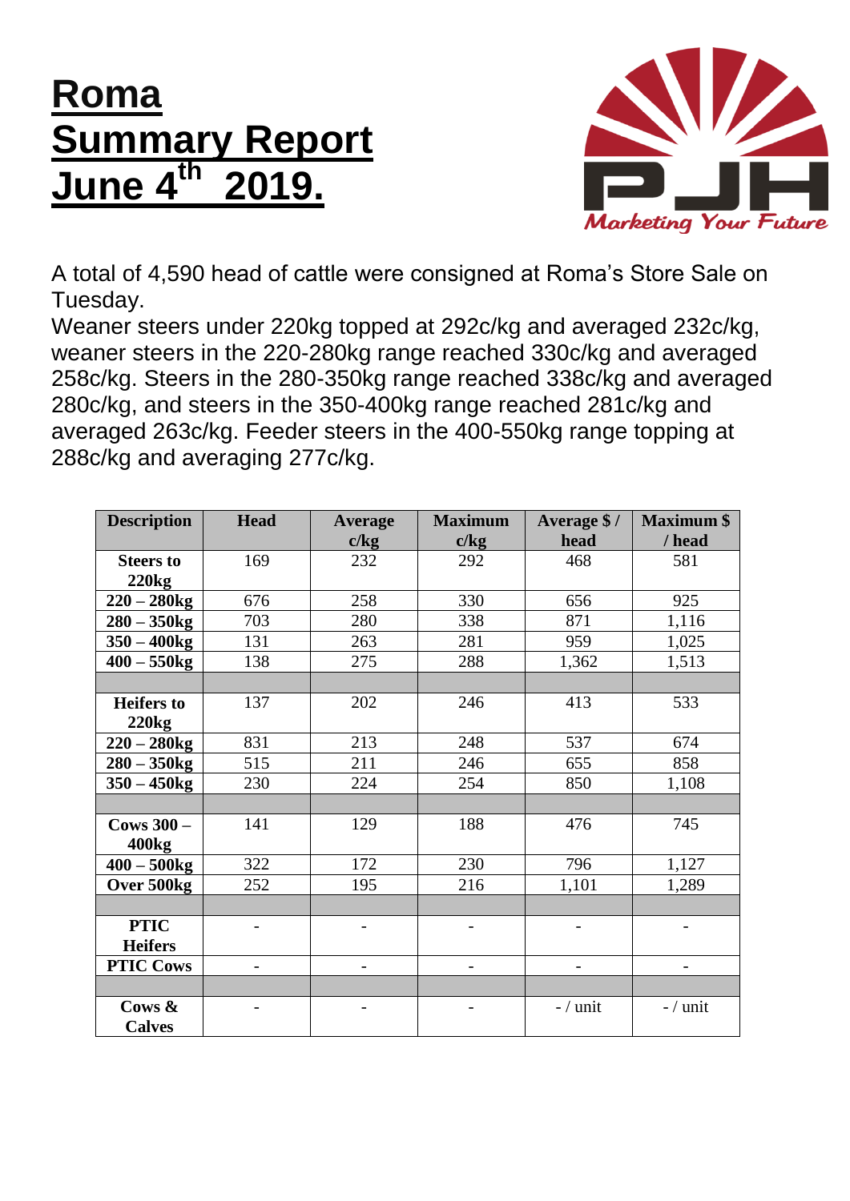# Roma Summary Report June 4th 2019.

PJH Marketing Your Future

A total of 4,590 head of cattle were consigned at Roma's Store Sale on Tuesday.

Weaner steers under 220kg topped at 292c/kg and averaged 232c/kg, weaner steers in the 220-280kg range reached 330c/kg and averaged 258c/kg. Steers in the 280-350kg range reached 338c/kg and averaged 280c/kg, and steers in the 350-400kg range reached 281c/kg and averaged 263c/kg. Feeder steers in the 400-550kg range topping at 288c/kg and averaging 277c/kg.

| Description | Head | Average c/kg | Maximum c/kg | Average $ / head | Maximum $ / head |
|---|---|---|---|---|---|
| **Steers to 220kg** | 169 | 232 | 292 | 468 | 581 |
| **220 – 280kg** | 676 | 258 | 330 | 656 | 925 |
| **280 – 350kg** | 703 | 280 | 338 | 871 | 1,116 |
| **350 – 400kg** | 131 | 263 | 281 | 959 | 1,025 |
| **400 – 550kg** | 138 | 275 | 288 | 1,362 | 1,513 |
| | | | | | |
| **Heifers to 220kg** | 137 | 202 | 246 | 413 | 533 |
| **220 – 280kg** | 831 | 213 | 248 | 537 | 674 |
| **280 – 350kg** | 515 | 211 | 246 | 655 | 858 |
| **350 – 450kg** | 230 | 224 | 254 | 850 | 1,108 |
| | | | | | |
| **Cows 300 – 400kg** | 141 | 129 | 188 | 476 | 745 |
| **400 – 500kg** | 322 | 172 | 230 | 796 | 1,127 |
| **Over 500kg** | 252 | 195 | 216 | 1,101 | 1,289 |
| | | | | | |
| **PTIC Heifers** | - | - | - | - | - |
| **PTIC Cows** | - | - | - | - | - |
| | | | | | |
| **Cows & Calves** | - | - | - | - / unit | - / unit |